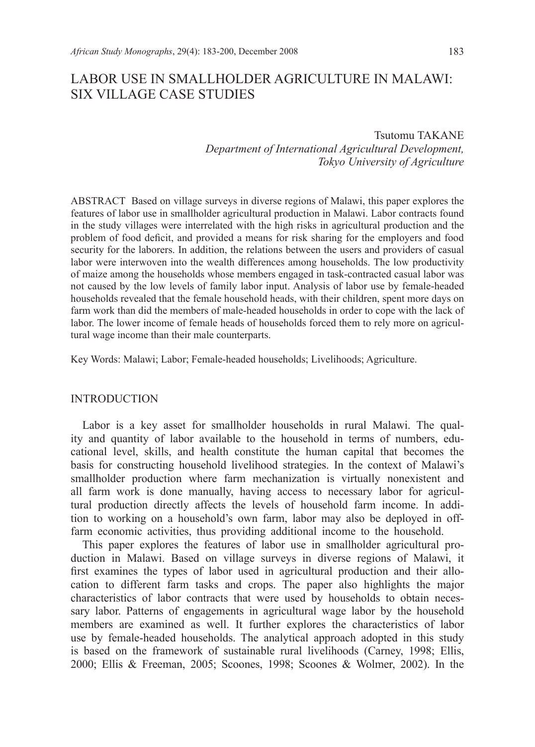# LABOR USE IN SMALLHOLDER AGRICULTURE IN MALAWI: SIX VILLAGE CASE STUDIES

Tsutomu TAKANE
*Department of International Agricultural Development, Tokyo University of Agriculture*

ABSTRACT Based on village surveys in diverse regions of Malawi, this paper explores the features of labor use in smallholder agricultural production in Malawi. Labor contracts found in the study villages were interrelated with the high risks in agricultural production and the problem of food deficit, and provided a means for risk sharing for the employers and food security for the laborers. In addition, the relations between the users and providers of casual labor were interwoven into the wealth differences among households. The low productivity of maize among the households whose members engaged in task-contracted casual labor was not caused by the low levels of family labor input. Analysis of labor use by female-headed households revealed that the female household heads, with their children, spent more days on farm work than did the members of male-headed households in order to cope with the lack of labor. The lower income of female heads of households forced them to rely more on agricultural wage income than their male counterparts.

Key Words: Malawi; Labor; Female-headed households; Livelihoods; Agriculture.

## INTRODUCTION

Labor is a key asset for smallholder households in rural Malawi. The quality and quantity of labor available to the household in terms of numbers, educational level, skills, and health constitute the human capital that becomes the basis for constructing household livelihood strategies. In the context of Malawi's smallholder production where farm mechanization is virtually nonexistent and all farm work is done manually, having access to necessary labor for agricultural production directly affects the levels of household farm income. In addition to working on a household's own farm, labor may also be deployed in off-farm economic activities, thus providing additional income to the household.

This paper explores the features of labor use in smallholder agricultural production in Malawi. Based on village surveys in diverse regions of Malawi, it first examines the types of labor used in agricultural production and their allocation to different farm tasks and crops. The paper also highlights the major characteristics of labor contracts that were used by households to obtain necessary labor. Patterns of engagements in agricultural wage labor by the household members are examined as well. It further explores the characteristics of labor use by female-headed households. The analytical approach adopted in this study is based on the framework of sustainable rural livelihoods (Carney, 1998; Ellis, 2000; Ellis & Freeman, 2005; Scoones, 1998; Scoones & Wolmer, 2002). In the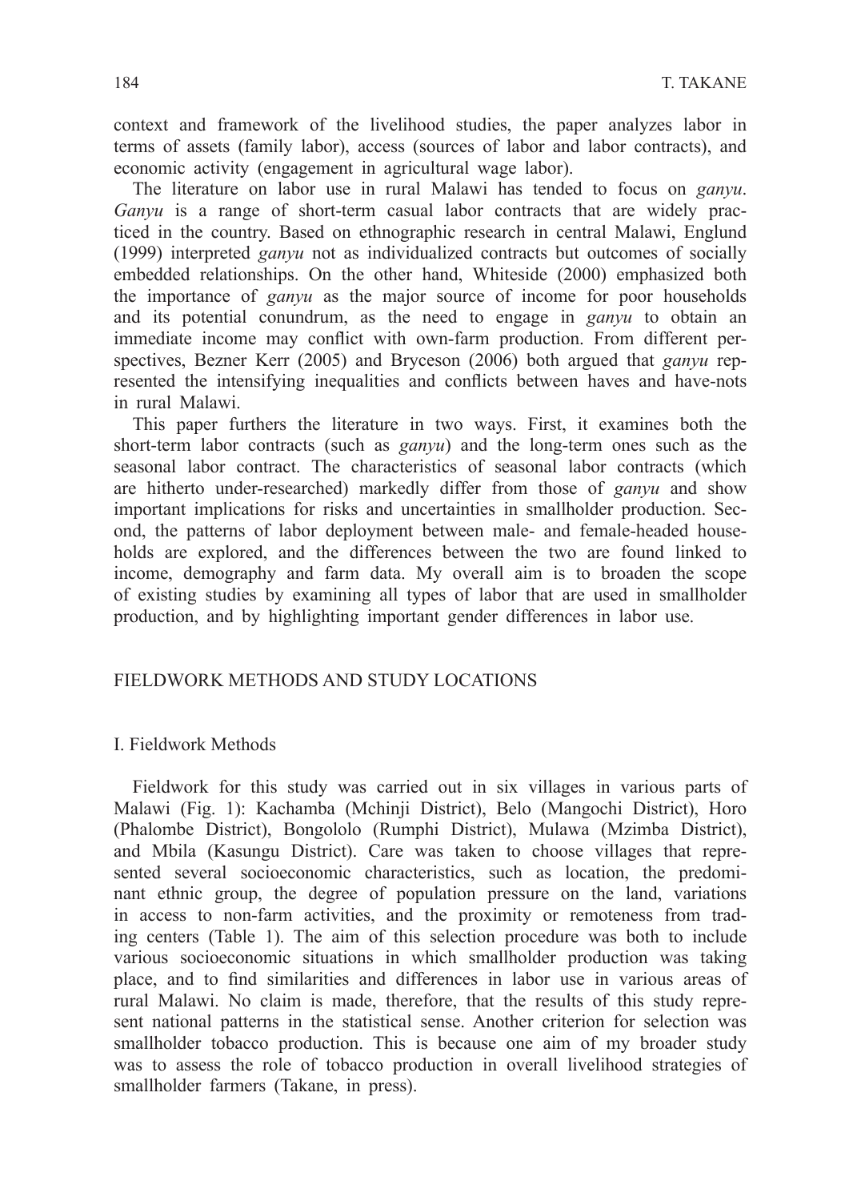context and framework of the livelihood studies, the paper analyzes labor in terms of assets (family labor), access (sources of labor and labor contracts), and economic activity (engagement in agricultural wage labor).

The literature on labor use in rural Malawi has tended to focus on *ganyu*. *Ganyu* is a range of short-term casual labor contracts that are widely practiced in the country. Based on ethnographic research in central Malawi, Englund (1999) interpreted *ganyu* not as individualized contracts but outcomes of socially embedded relationships. On the other hand, Whiteside (2000) emphasized both the importance of *ganyu* as the major source of income for poor households and its potential conundrum, as the need to engage in *ganyu* to obtain an immediate income may conflict with own-farm production. From different perspectives, Bezner Kerr (2005) and Bryceson (2006) both argued that *ganyu* represented the intensifying inequalities and conflicts between haves and have-nots in rural Malawi.

This paper furthers the literature in two ways. First, it examines both the short-term labor contracts (such as *ganyu*) and the long-term ones such as the seasonal labor contract. The characteristics of seasonal labor contracts (which are hitherto under-researched) markedly differ from those of *ganyu* and show important implications for risks and uncertainties in smallholder production. Second, the patterns of labor deployment between male- and female-headed households are explored, and the differences between the two are found linked to income, demography and farm data. My overall aim is to broaden the scope of existing studies by examining all types of labor that are used in smallholder production, and by highlighting important gender differences in labor use.

## FIELDWORK METHODS AND STUDY LOCATIONS

### I. Fieldwork Methods

Fieldwork for this study was carried out in six villages in various parts of Malawi (Fig. 1): Kachamba (Mchinji District), Belo (Mangochi District), Horo (Phalombe District), Bongololo (Rumphi District), Mulawa (Mzimba District), and Mbila (Kasungu District). Care was taken to choose villages that represented several socioeconomic characteristics, such as location, the predominant ethnic group, the degree of population pressure on the land, variations in access to non-farm activities, and the proximity or remoteness from trading centers (Table 1). The aim of this selection procedure was both to include various socioeconomic situations in which smallholder production was taking place, and to find similarities and differences in labor use in various areas of rural Malawi. No claim is made, therefore, that the results of this study represent national patterns in the statistical sense. Another criterion for selection was smallholder tobacco production. This is because one aim of my broader study was to assess the role of tobacco production in overall livelihood strategies of smallholder farmers (Takane, in press).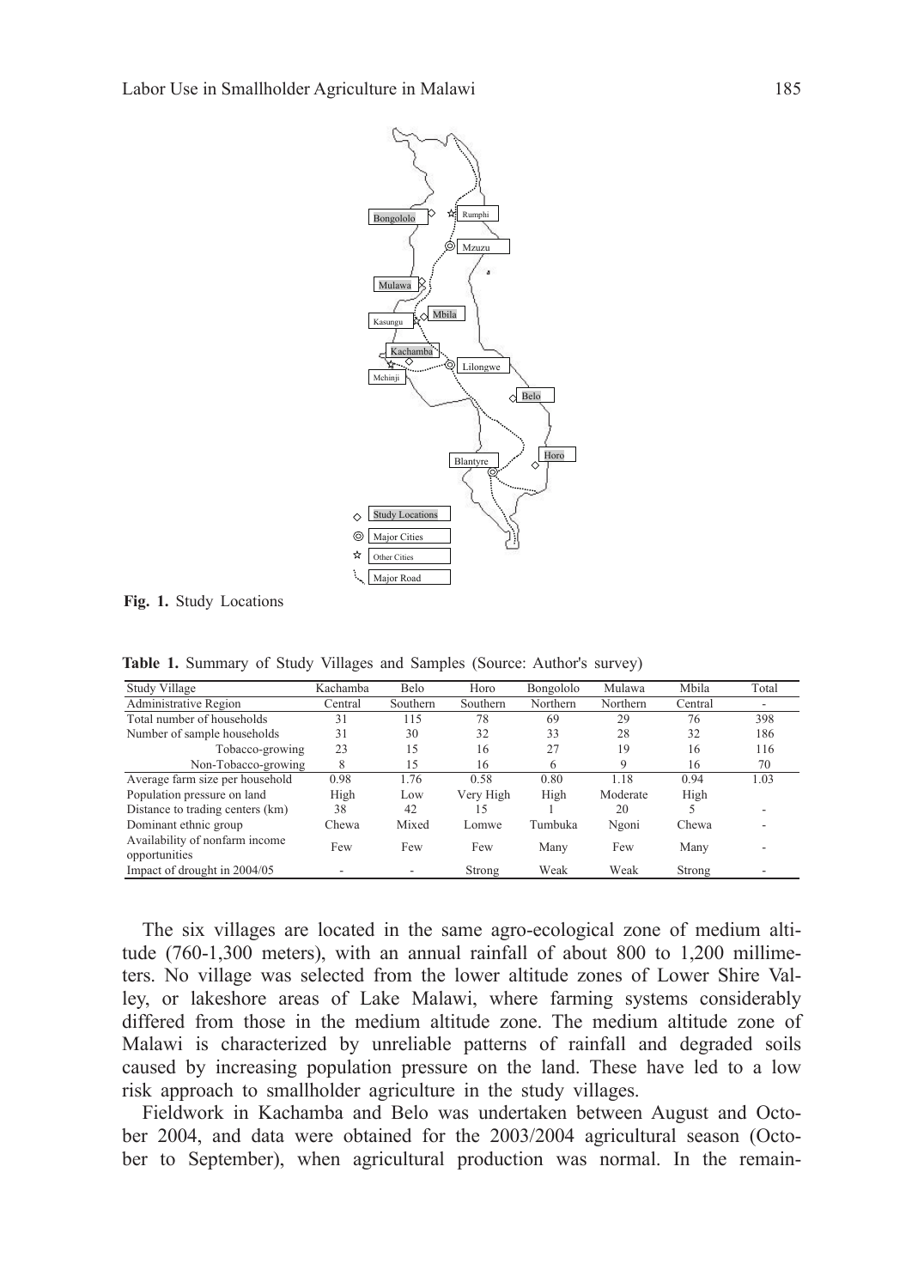**Fig. 1.** Study Locations

**Table 1.** Summary of Study Villages and Samples (Source: Author's survey)

| Study Village | Kachamba | Belo | Horo | Bongololo | Mulawa | Mbila | Total |
|---|---|---|---|---|---|---|---|
| Administrative Region | Central | Southern | Southern | Northern | Northern | Central | - |
| Total number of households | 31 | 115 | 78 | 69 | 29 | 76 | 398 |
| Number of sample households | 31 | 30 | 32 | 33 | 28 | 32 | 186 |
| Tobacco-growing | 23 | 15 | 16 | 27 | 19 | 16 | 116 |
| Non-Tobacco-growing | 8 | 15 | 16 | 6 | 9 | 16 | 70 |
| Average farm size per household | 0.98 | 1.76 | 0.58 | 0.80 | 1.18 | 0.94 | 1.03 |
| Population pressure on land | High | Low | Very High | High | Moderate | High | |
| Distance to trading centers (km) | 38 | 42 | 15 | 1 | 20 | 5 | - |
| Dominant ethnic group | Chewa | Mixed | Lomwe | Tumbuka | Ngoni | Chewa | - |
| Availability of nonfarm income opportunities | Few | Few | Few | Many | Few | Many | - |
| Impact of drought in 2004/05 | - | - | Strong | Weak | Weak | Strong | - |

The six villages are located in the same agro-ecological zone of medium altitude (760-1,300 meters), with an annual rainfall of about 800 to 1,200 millimeters. No village was selected from the lower altitude zones of Lower Shire Valley, or lakeshore areas of Lake Malawi, where farming systems considerably differed from those in the medium altitude zone. The medium altitude zone of Malawi is characterized by unreliable patterns of rainfall and degraded soils caused by increasing population pressure on the land. These have led to a low risk approach to smallholder agriculture in the study villages.

Fieldwork in Kachamba and Belo was undertaken between August and October 2004, and data were obtained for the 2003/2004 agricultural season (October to September), when agricultural production was normal. In the remain-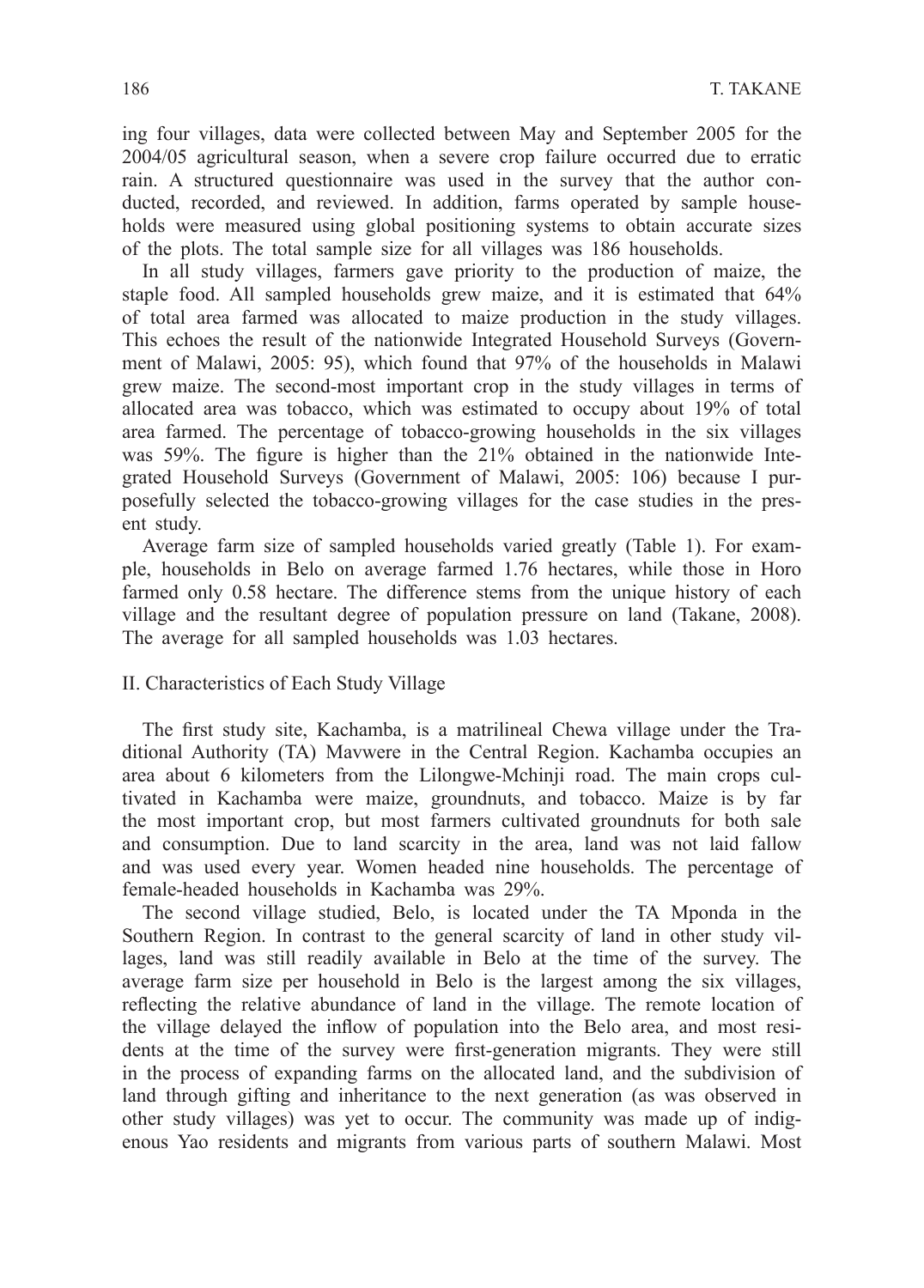ing four villages, data were collected between May and September 2005 for the 2004/05 agricultural season, when a severe crop failure occurred due to erratic rain. A structured questionnaire was used in the survey that the author conducted, recorded, and reviewed. In addition, farms operated by sample households were measured using global positioning systems to obtain accurate sizes of the plots. The total sample size for all villages was 186 households.

In all study villages, farmers gave priority to the production of maize, the staple food. All sampled households grew maize, and it is estimated that 64% of total area farmed was allocated to maize production in the study villages. This echoes the result of the nationwide Integrated Household Surveys (Government of Malawi, 2005: 95), which found that 97% of the households in Malawi grew maize. The second-most important crop in the study villages in terms of allocated area was tobacco, which was estimated to occupy about 19% of total area farmed. The percentage of tobacco-growing households in the six villages was 59%. The figure is higher than the 21% obtained in the nationwide Integrated Household Surveys (Government of Malawi, 2005: 106) because I purposefully selected the tobacco-growing villages for the case studies in the present study.

Average farm size of sampled households varied greatly (Table 1). For example, households in Belo on average farmed 1.76 hectares, while those in Horo farmed only 0.58 hectare. The difference stems from the unique history of each village and the resultant degree of population pressure on land (Takane, 2008). The average for all sampled households was 1.03 hectares.

## II. Characteristics of Each Study Village

The first study site, Kachamba, is a matrilineal Chewa village under the Traditional Authority (TA) Mavwere in the Central Region. Kachamba occupies an area about 6 kilometers from the Lilongwe-Mchinji road. The main crops cultivated in Kachamba were maize, groundnuts, and tobacco. Maize is by far the most important crop, but most farmers cultivated groundnuts for both sale and consumption. Due to land scarcity in the area, land was not laid fallow and was used every year. Women headed nine households. The percentage of female-headed households in Kachamba was 29%.

The second village studied, Belo, is located under the TA Mponda in the Southern Region. In contrast to the general scarcity of land in other study villages, land was still readily available in Belo at the time of the survey. The average farm size per household in Belo is the largest among the six villages, reflecting the relative abundance of land in the village. The remote location of the village delayed the inflow of population into the Belo area, and most residents at the time of the survey were first-generation migrants. They were still in the process of expanding farms on the allocated land, and the subdivision of land through gifting and inheritance to the next generation (as was observed in other study villages) was yet to occur. The community was made up of indigenous Yao residents and migrants from various parts of southern Malawi. Most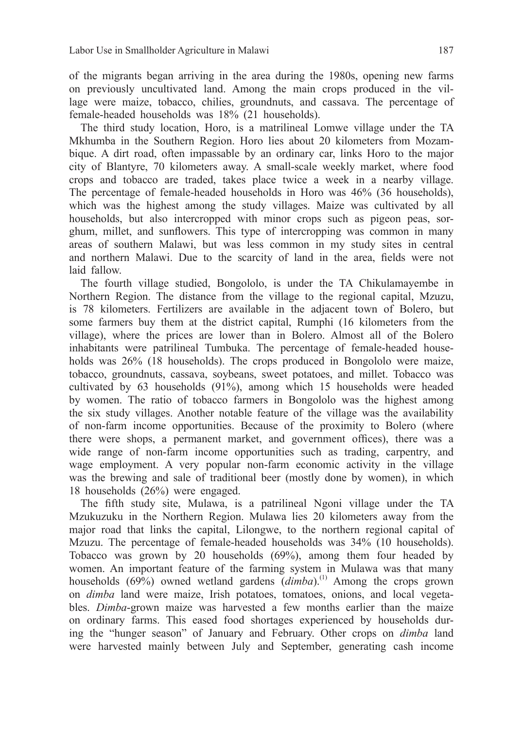of the migrants began arriving in the area during the 1980s, opening new farms on previously uncultivated land. Among the main crops produced in the village were maize, tobacco, chilies, groundnuts, and cassava. The percentage of female-headed households was 18% (21 households).

The third study location, Horo, is a matrilineal Lomwe village under the TA Mkhumba in the Southern Region. Horo lies about 20 kilometers from Mozambique. A dirt road, often impassable by an ordinary car, links Horo to the major city of Blantyre, 70 kilometers away. A small-scale weekly market, where food crops and tobacco are traded, takes place twice a week in a nearby village. The percentage of female-headed households in Horo was 46% (36 households), which was the highest among the study villages. Maize was cultivated by all households, but also intercropped with minor crops such as pigeon peas, sorghum, millet, and sunflowers. This type of intercropping was common in many areas of southern Malawi, but was less common in my study sites in central and northern Malawi. Due to the scarcity of land in the area, fields were not laid fallow.

The fourth village studied, Bongololo, is under the TA Chikulamayembe in Northern Region. The distance from the village to the regional capital, Mzuzu, is 78 kilometers. Fertilizers are available in the adjacent town of Bolero, but some farmers buy them at the district capital, Rumphi (16 kilometers from the village), where the prices are lower than in Bolero. Almost all of the Bolero inhabitants were patrilineal Tumbuka. The percentage of female-headed households was 26% (18 households). The crops produced in Bongololo were maize, tobacco, groundnuts, cassava, soybeans, sweet potatoes, and millet. Tobacco was cultivated by 63 households (91%), among which 15 households were headed by women. The ratio of tobacco farmers in Bongololo was the highest among the six study villages. Another notable feature of the village was the availability of non-farm income opportunities. Because of the proximity to Bolero (where there were shops, a permanent market, and government offices), there was a wide range of non-farm income opportunities such as trading, carpentry, and wage employment. A very popular non-farm economic activity in the village was the brewing and sale of traditional beer (mostly done by women), in which 18 households (26%) were engaged.

The fifth study site, Mulawa, is a patrilineal Ngoni village under the TA Mzukuzuku in the Northern Region. Mulawa lies 20 kilometers away from the major road that links the capital, Lilongwe, to the northern regional capital of Mzuzu. The percentage of female-headed households was 34% (10 households). Tobacco was grown by 20 households (69%), among them four headed by women. An important feature of the farming system in Mulawa was that many households (69%) owned wetland gardens (*dimba*).[1] Among the crops grown on *dimba* land were maize, Irish potatoes, tomatoes, onions, and local vegetables. *Dimba*-grown maize was harvested a few months earlier than the maize on ordinary farms. This eased food shortages experienced by households during the "hunger season" of January and February. Other crops on *dimba* land were harvested mainly between July and September, generating cash income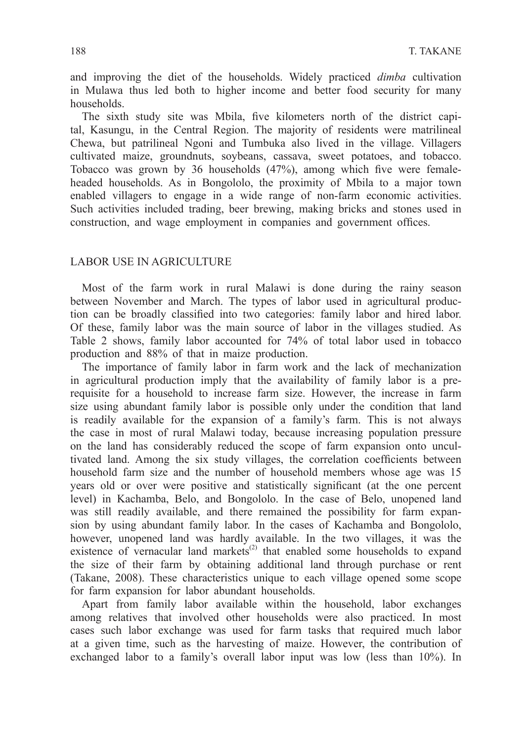and improving the diet of the households. Widely practiced *dimba* cultivation in Mulawa thus led both to higher income and better food security for many households.

The sixth study site was Mbila, five kilometers north of the district capital, Kasungu, in the Central Region. The majority of residents were matrilineal Chewa, but patrilineal Ngoni and Tumbuka also lived in the village. Villagers cultivated maize, groundnuts, soybeans, cassava, sweet potatoes, and tobacco. Tobacco was grown by 36 households (47%), among which five were female-headed households. As in Bongololo, the proximity of Mbila to a major town enabled villagers to engage in a wide range of non-farm economic activities. Such activities included trading, beer brewing, making bricks and stones used in construction, and wage employment in companies and government offices.

## LABOR USE IN AGRICULTURE

Most of the farm work in rural Malawi is done during the rainy season between November and March. The types of labor used in agricultural production can be broadly classified into two categories: family labor and hired labor. Of these, family labor was the main source of labor in the villages studied. As Table 2 shows, family labor accounted for 74% of total labor used in tobacco production and 88% of that in maize production.

The importance of family labor in farm work and the lack of mechanization in agricultural production imply that the availability of family labor is a prerequisite for a household to increase farm size. However, the increase in farm size using abundant family labor is possible only under the condition that land is readily available for the expansion of a family's farm. This is not always the case in most of rural Malawi today, because increasing population pressure on the land has considerably reduced the scope of farm expansion onto uncultivated land. Among the six study villages, the correlation coefficients between household farm size and the number of household members whose age was 15 years old or over were positive and statistically significant (at the one percent level) in Kachamba, Belo, and Bongololo. In the case of Belo, unopened land was still readily available, and there remained the possibility for farm expansion by using abundant family labor. In the cases of Kachamba and Bongololo, however, unopened land was hardly available. In the two villages, it was the existence of vernacular land markets[(2)] that enabled some households to expand the size of their farm by obtaining additional land through purchase or rent (Takane, 2008). These characteristics unique to each village opened some scope for farm expansion for labor abundant households.

Apart from family labor available within the household, labor exchanges among relatives that involved other households were also practiced. In most cases such labor exchange was used for farm tasks that required much labor at a given time, such as the harvesting of maize. However, the contribution of exchanged labor to a family's overall labor input was low (less than 10%). In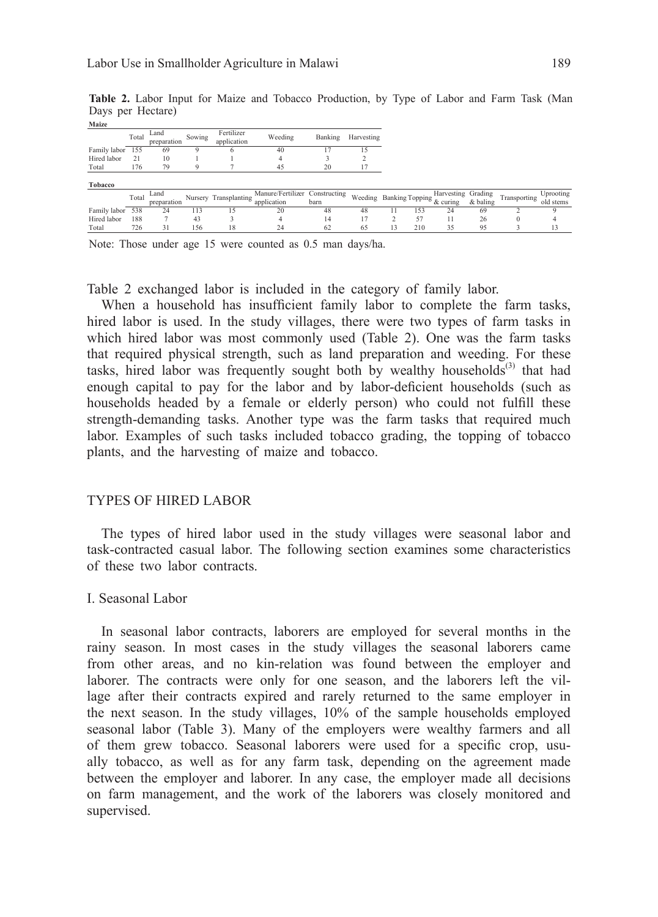**Table 2.** Labor Input for Maize and Tobacco Production, by Type of Labor and Farm Task (Man Days per Hectare)

**Maize**

| | Total | Land preparation | Sowing | Fertilizer application | Weeding | Banking | Harvesting |
|---|---|---|---|---|---|---|---|
| Family labor | 155 | 69 | 9 | 6 | 40 | 17 | 15 |
| Hired labor | 21 | 10 | 1 | 1 | 4 | 3 | 2 |
| Total | 176 | 79 | 9 | 7 | 45 | 20 | 17 |

**Tobacco**

| | Total | Land preparation | Nursery | Transplanting | Manure/Fertilizer application | Constructing barn | Weeding | Banking | Topping | Harvesting & curing | Grading & baling | Transporting | Uprooting old stems |
|---|---|---|---|---|---|---|---|---|---|---|---|---|---|
| Family labor | 538 | 24 | 113 | 15 | 20 | 48 | 48 | 11 | 153 | 24 | 69 | 2 | 9 |
| Hired labor | 188 | 7 | 43 | 3 | 4 | 14 | 17 | 2 | 57 | 11 | 26 | 0 | 4 |
| Total | 726 | 31 | 156 | 18 | 24 | 62 | 65 | 13 | 210 | 35 | 95 | 3 | 13 |

Note: Those under age 15 were counted as 0.5 man days/ha.

Table 2 exchanged labor is included in the category of family labor.

When a household has insufficient family labor to complete the farm tasks, hired labor is used. In the study villages, there were two types of farm tasks in which hired labor was most commonly used (Table 2). One was the farm tasks that required physical strength, such as land preparation and weeding. For these tasks, hired labor was frequently sought both by wealthy households[3] that had enough capital to pay for the labor and by labor-deficient households (such as households headed by a female or elderly person) who could not fulfill these strength-demanding tasks. Another type was the farm tasks that required much labor. Examples of such tasks included tobacco grading, the topping of tobacco plants, and the harvesting of maize and tobacco.

## TYPES OF HIRED LABOR

The types of hired labor used in the study villages were seasonal labor and task-contracted casual labor. The following section examines some characteristics of these two labor contracts.

### I. Seasonal Labor

In seasonal labor contracts, laborers are employed for several months in the rainy season. In most cases in the study villages the seasonal laborers came from other areas, and no kin-relation was found between the employer and laborer. The contracts were only for one season, and the laborers left the village after their contracts expired and rarely returned to the same employer in the next season. In the study villages, 10% of the sample households employed seasonal labor (Table 3). Many of the employers were wealthy farmers and all of them grew tobacco. Seasonal laborers were used for a specific crop, usually tobacco, as well as for any farm task, depending on the agreement made between the employer and laborer. In any case, the employer made all decisions on farm management, and the work of the laborers was closely monitored and supervised.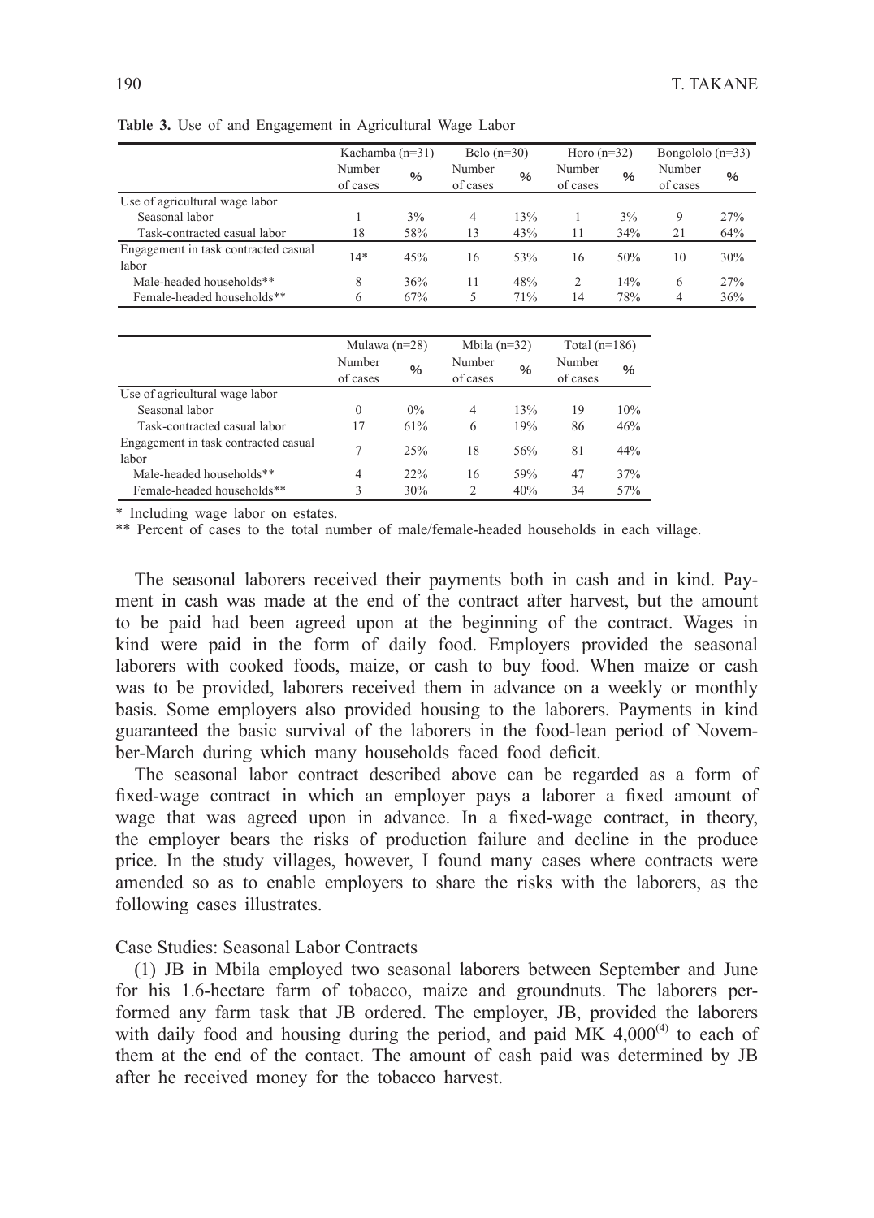**Table 3.** Use of and Engagement in Agricultural Wage Labor

| | Kachamba (n=31) | | Belo (n=30) | | Horo (n=32) | | Bongololo (n=33) | |
|---|---|---|---|---|---|---|---|---|
| | Number of cases | % | Number of cases | % | Number of cases | % | Number of cases | % |
| Use of agricultural wage labor | | | | | | | | |
| Seasonal labor | 1 | 3% | 4 | 13% | 1 | 3% | 9 | 27% |
| Task-contracted casual labor | 18 | 58% | 13 | 43% | 11 | 34% | 21 | 64% |
| Engagement in task contracted casual labor | 14* | 45% | 16 | 53% | 16 | 50% | 10 | 30% |
| Male-headed households** | 8 | 36% | 11 | 48% | 2 | 14% | 6 | 27% |
| Female-headed households** | 6 | 67% | 5 | 71% | 14 | 78% | 4 | 36% |

| | Mulawa (n=28) | | Mbila (n=32) | | Total (n=186) | |
|---|---|---|---|---|---|---|
| | Number of cases | % | Number of cases | % | Number of cases | % |
| Use of agricultural wage labor | | | | | | |
| Seasonal labor | 0 | 0% | 4 | 13% | 19 | 10% |
| Task-contracted casual labor | 17 | 61% | 6 | 19% | 86 | 46% |
| Engagement in task contracted casual labor | 7 | 25% | 18 | 56% | 81 | 44% |
| Male-headed households** | 4 | 22% | 16 | 59% | 47 | 37% |
| Female-headed households** | 3 | 30% | 2 | 40% | 34 | 57% |

* Including wage labor on estates.
** Percent of cases to the total number of male/female-headed households in each village.

The seasonal laborers received their payments both in cash and in kind. Payment in cash was made at the end of the contract after harvest, but the amount to be paid had been agreed upon at the beginning of the contract. Wages in kind were paid in the form of daily food. Employers provided the seasonal laborers with cooked foods, maize, or cash to buy food. When maize or cash was to be provided, laborers received them in advance on a weekly or monthly basis. Some employers also provided housing to the laborers. Payments in kind guaranteed the basic survival of the laborers in the food-lean period of November-March during which many households faced food deficit.

The seasonal labor contract described above can be regarded as a form of fixed-wage contract in which an employer pays a laborer a fixed amount of wage that was agreed upon in advance. In a fixed-wage contract, in theory, the employer bears the risks of production failure and decline in the produce price. In the study villages, however, I found many cases where contracts were amended so as to enable employers to share the risks with the laborers, as the following cases illustrates.

Case Studies: Seasonal Labor Contracts

(1) JB in Mbila employed two seasonal laborers between September and June for his 1.6-hectare farm of tobacco, maize and groundnuts. The laborers performed any farm task that JB ordered. The employer, JB, provided the laborers with daily food and housing during the period, and paid MK 4,000(4) to each of them at the end of the contact. The amount of cash paid was determined by JB after he received money for the tobacco harvest.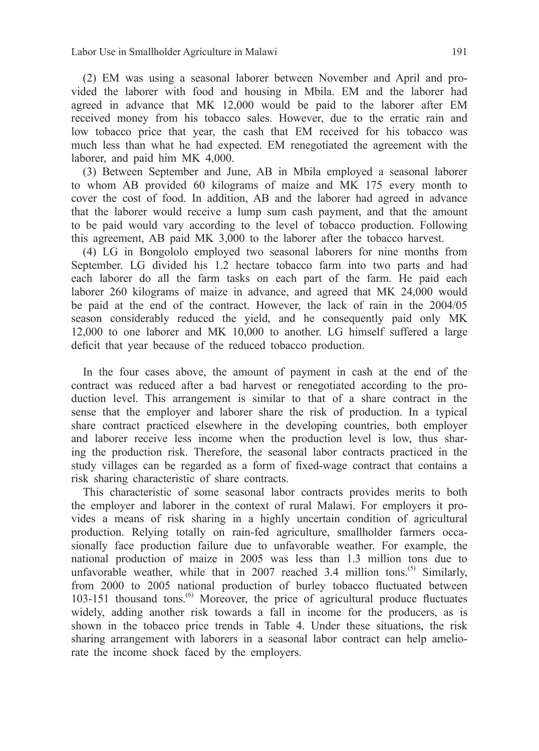(2) EM was using a seasonal laborer between November and April and provided the laborer with food and housing in Mbila. EM and the laborer had agreed in advance that MK 12,000 would be paid to the laborer after EM received money from his tobacco sales. However, due to the erratic rain and low tobacco price that year, the cash that EM received for his tobacco was much less than what he had expected. EM renegotiated the agreement with the laborer, and paid him MK 4,000.

(3) Between September and June, AB in Mbila employed a seasonal laborer to whom AB provided 60 kilograms of maize and MK 175 every month to cover the cost of food. In addition, AB and the laborer had agreed in advance that the laborer would receive a lump sum cash payment, and that the amount to be paid would vary according to the level of tobacco production. Following this agreement, AB paid MK 3,000 to the laborer after the tobacco harvest.

(4) LG in Bongololo employed two seasonal laborers for nine months from September. LG divided his 1.2 hectare tobacco farm into two parts and had each laborer do all the farm tasks on each part of the farm. He paid each laborer 260 kilograms of maize in advance, and agreed that MK 24,000 would be paid at the end of the contract. However, the lack of rain in the 2004/05 season considerably reduced the yield, and he consequently paid only MK 12,000 to one laborer and MK 10,000 to another. LG himself suffered a large deficit that year because of the reduced tobacco production.

In the four cases above, the amount of payment in cash at the end of the contract was reduced after a bad harvest or renegotiated according to the production level. This arrangement is similar to that of a share contract in the sense that the employer and laborer share the risk of production. In a typical share contract practiced elsewhere in the developing countries, both employer and laborer receive less income when the production level is low, thus sharing the production risk. Therefore, the seasonal labor contracts practiced in the study villages can be regarded as a form of fixed-wage contract that contains a risk sharing characteristic of share contracts.

This characteristic of some seasonal labor contracts provides merits to both the employer and laborer in the context of rural Malawi. For employers it provides a means of risk sharing in a highly uncertain condition of agricultural production. Relying totally on rain-fed agriculture, smallholder farmers occasionally face production failure due to unfavorable weather. For example, the national production of maize in 2005 was less than 1.3 million tons due to unfavorable weather, while that in 2007 reached 3.4 million tons.[5] Similarly, from 2000 to 2005 national production of burley tobacco fluctuated between 103-151 thousand tons.[6] Moreover, the price of agricultural produce fluctuates widely, adding another risk towards a fall in income for the producers, as is shown in the tobacco price trends in Table 4. Under these situations, the risk sharing arrangement with laborers in a seasonal labor contract can help ameliorate the income shock faced by the employers.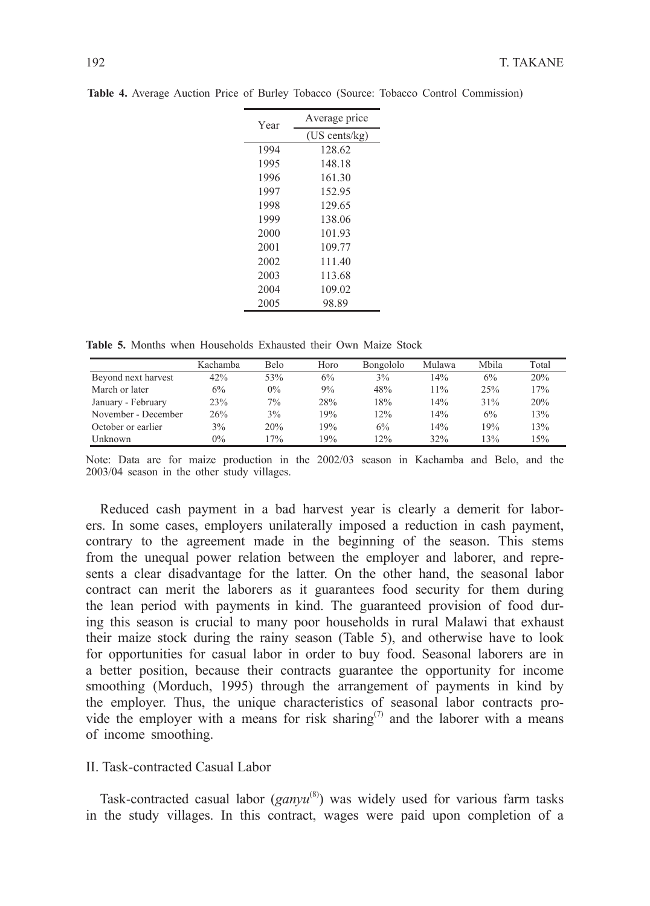**Table 4.** Average Auction Price of Burley Tobacco (Source: Tobacco Control Commission)

| Year | Average price (US cents/kg) |
|---|---|
| 1994 | 128.62 |
| 1995 | 148.18 |
| 1996 | 161.30 |
| 1997 | 152.95 |
| 1998 | 129.65 |
| 1999 | 138.06 |
| 2000 | 101.93 |
| 2001 | 109.77 |
| 2002 | 111.40 |
| 2003 | 113.68 |
| 2004 | 109.02 |
| 2005 | 98.89 |

**Table 5.** Months when Households Exhausted their Own Maize Stock

| | Kachamba | Belo | Horo | Bongololo | Mulawa | Mbila | Total |
|---|---|---|---|---|---|---|---|
| Beyond next harvest | 42% | 53% | 6% | 3% | 14% | 6% | 20% |
| March or later | 6% | 0% | 9% | 48% | 11% | 25% | 17% |
| January - February | 23% | 7% | 28% | 18% | 14% | 31% | 20% |
| November - December | 26% | 3% | 19% | 12% | 14% | 6% | 13% |
| October or earlier | 3% | 20% | 19% | 6% | 14% | 19% | 13% |
| Unknown | 0% | 17% | 19% | 12% | 32% | 13% | 15% |

Note: Data are for maize production in the 2002/03 season in Kachamba and Belo, and the 2003/04 season in the other study villages.

Reduced cash payment in a bad harvest year is clearly a demerit for laborers. In some cases, employers unilaterally imposed a reduction in cash payment, contrary to the agreement made in the beginning of the season. This stems from the unequal power relation between the employer and laborer, and represents a clear disadvantage for the latter. On the other hand, the seasonal labor contract can merit the laborers as it guarantees food security for them during the lean period with payments in kind. The guaranteed provision of food during this season is crucial to many poor households in rural Malawi that exhaust their maize stock during the rainy season (Table 5), and otherwise have to look for opportunities for casual labor in order to buy food. Seasonal laborers are in a better position, because their contracts guarantee the opportunity for income smoothing (Morduch, 1995) through the arrangement of payments in kind by the employer. Thus, the unique characteristics of seasonal labor contracts provide the employer with a means for risk sharing(7) and the laborer with a means of income smoothing.

## II. Task-contracted Casual Labor

Task-contracted casual labor (*ganyu*(8)) was widely used for various farm tasks in the study villages. In this contract, wages were paid upon completion of a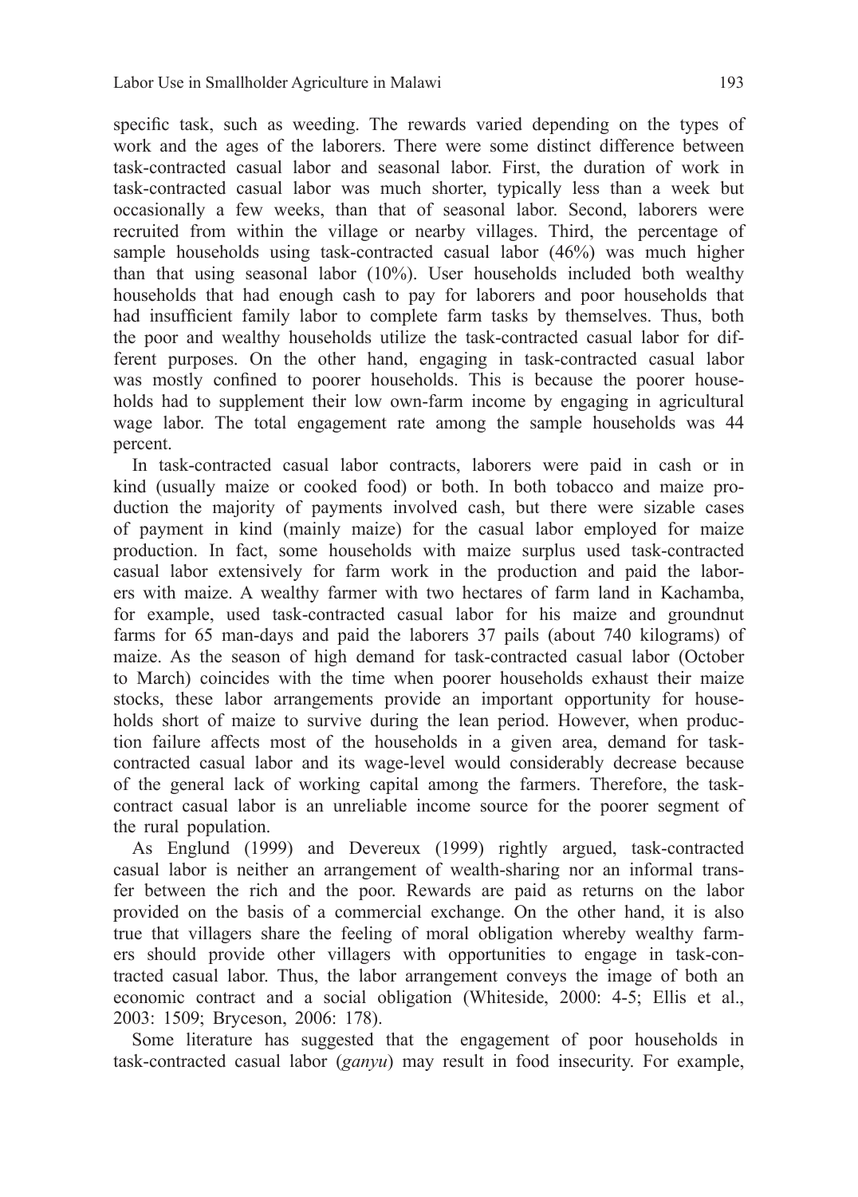specific task, such as weeding. The rewards varied depending on the types of work and the ages of the laborers. There were some distinct difference between task-contracted casual labor and seasonal labor. First, the duration of work in task-contracted casual labor was much shorter, typically less than a week but occasionally a few weeks, than that of seasonal labor. Second, laborers were recruited from within the village or nearby villages. Third, the percentage of sample households using task-contracted casual labor (46%) was much higher than that using seasonal labor (10%). User households included both wealthy households that had enough cash to pay for laborers and poor households that had insufficient family labor to complete farm tasks by themselves. Thus, both the poor and wealthy households utilize the task-contracted casual labor for different purposes. On the other hand, engaging in task-contracted casual labor was mostly confined to poorer households. This is because the poorer households had to supplement their low own-farm income by engaging in agricultural wage labor. The total engagement rate among the sample households was 44 percent.

In task-contracted casual labor contracts, laborers were paid in cash or in kind (usually maize or cooked food) or both. In both tobacco and maize production the majority of payments involved cash, but there were sizable cases of payment in kind (mainly maize) for the casual labor employed for maize production. In fact, some households with maize surplus used task-contracted casual labor extensively for farm work in the production and paid the laborers with maize. A wealthy farmer with two hectares of farm land in Kachamba, for example, used task-contracted casual labor for his maize and groundnut farms for 65 man-days and paid the laborers 37 pails (about 740 kilograms) of maize. As the season of high demand for task-contracted casual labor (October to March) coincides with the time when poorer households exhaust their maize stocks, these labor arrangements provide an important opportunity for households short of maize to survive during the lean period. However, when production failure affects most of the households in a given area, demand for task-contracted casual labor and its wage-level would considerably decrease because of the general lack of working capital among the farmers. Therefore, the task-contract casual labor is an unreliable income source for the poorer segment of the rural population.

As Englund (1999) and Devereux (1999) rightly argued, task-contracted casual labor is neither an arrangement of wealth-sharing nor an informal transfer between the rich and the poor. Rewards are paid as returns on the labor provided on the basis of a commercial exchange. On the other hand, it is also true that villagers share the feeling of moral obligation whereby wealthy farmers should provide other villagers with opportunities to engage in task-contracted casual labor. Thus, the labor arrangement conveys the image of both an economic contract and a social obligation (Whiteside, 2000: 4-5; Ellis et al., 2003: 1509; Bryceson, 2006: 178).

Some literature has suggested that the engagement of poor households in task-contracted casual labor (*ganyu*) may result in food insecurity. For example,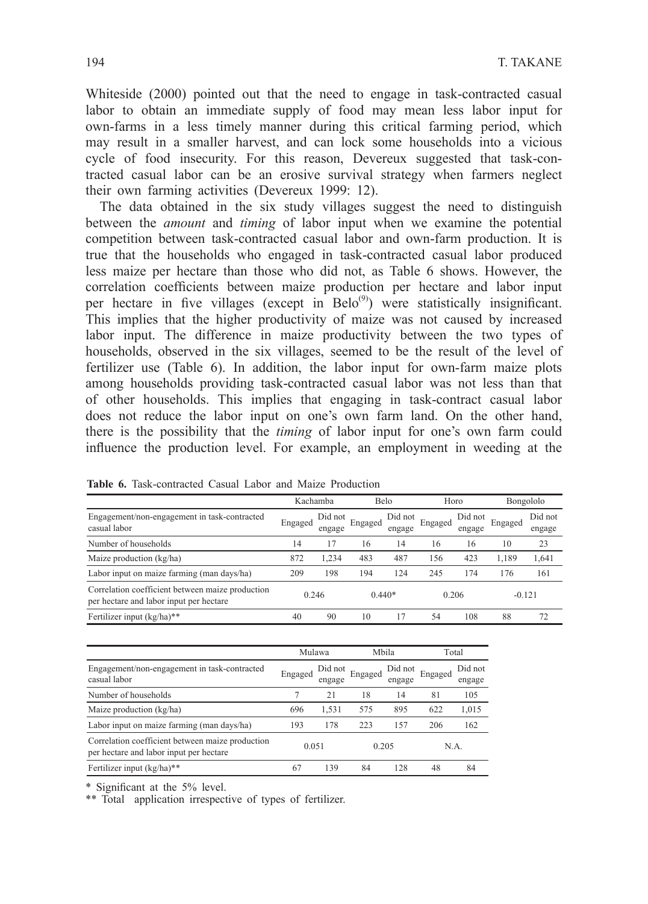Whiteside (2000) pointed out that the need to engage in task-contracted casual labor to obtain an immediate supply of food may mean less labor input for own-farms in a less timely manner during this critical farming period, which may result in a smaller harvest, and can lock some households into a vicious cycle of food insecurity. For this reason, Devereux suggested that task-contracted casual labor can be an erosive survival strategy when farmers neglect their own farming activities (Devereux 1999: 12).

The data obtained in the six study villages suggest the need to distinguish between the *amount* and *timing* of labor input when we examine the potential competition between task-contracted casual labor and own-farm production. It is true that the households who engaged in task-contracted casual labor produced less maize per hectare than those who did not, as Table 6 shows. However, the correlation coefficients between maize production per hectare and labor input per hectare in five villages (except in Belo[9]) were statistically insignificant. This implies that the higher productivity of maize was not caused by increased labor input. The difference in maize productivity between the two types of households, observed in the six villages, seemed to be the result of the level of fertilizer use (Table 6). In addition, the labor input for own-farm maize plots among households providing task-contracted casual labor was not less than that of other households. This implies that engaging in task-contract casual labor does not reduce the labor input on one's own farm land. On the other hand, there is the possibility that the *timing* of labor input for one's own farm could influence the production level. For example, an employment in weeding at the

**Table 6.** Task-contracted Casual Labor and Maize Production

| | Kachamba | | Belo | | Horo | | Bongololo | |
|---|---|---|---|---|---|---|---|---|
| Engagement/non-engagement in task-contracted casual labor | Engaged | Did not engage | Engaged | Did not engage | Engaged | Did not engage | Engaged | Did not engage |
| Number of households | 14 | 17 | 16 | 14 | 16 | 16 | 10 | 23 |
| Maize production (kg/ha) | 872 | 1,234 | 483 | 487 | 156 | 423 | 1,189 | 1,641 |
| Labor input on maize farming (man days/ha) | 209 | 198 | 194 | 124 | 245 | 174 | 176 | 161 |
| Correlation coefficient between maize production per hectare and labor input per hectare | 0.246 | | 0.440* | | 0.206 | | -0.121 | |
| Fertilizer input (kg/ha)** | 40 | 90 | 10 | 17 | 54 | 108 | 88 | 72 |

| | Mulawa | | Mbila | | Total | |
|---|---|---|---|---|---|---|
| Engagement/non-engagement in task-contracted casual labor | Engaged | Did not engage | Engaged | Did not engage | Engaged | Did not engage |
| Number of households | 7 | 21 | 18 | 14 | 81 | 105 |
| Maize production (kg/ha) | 696 | 1,531 | 575 | 895 | 622 | 1,015 |
| Labor input on maize farming (man days/ha) | 193 | 178 | 223 | 157 | 206 | 162 |
| Correlation coefficient between maize production per hectare and labor input per hectare | 0.051 | | 0.205 | | N.A. | |
| Fertilizer input (kg/ha)** | 67 | 139 | 84 | 128 | 48 | 84 |

\* Significant at the 5% level.

\*\* Total application irrespective of types of fertilizer.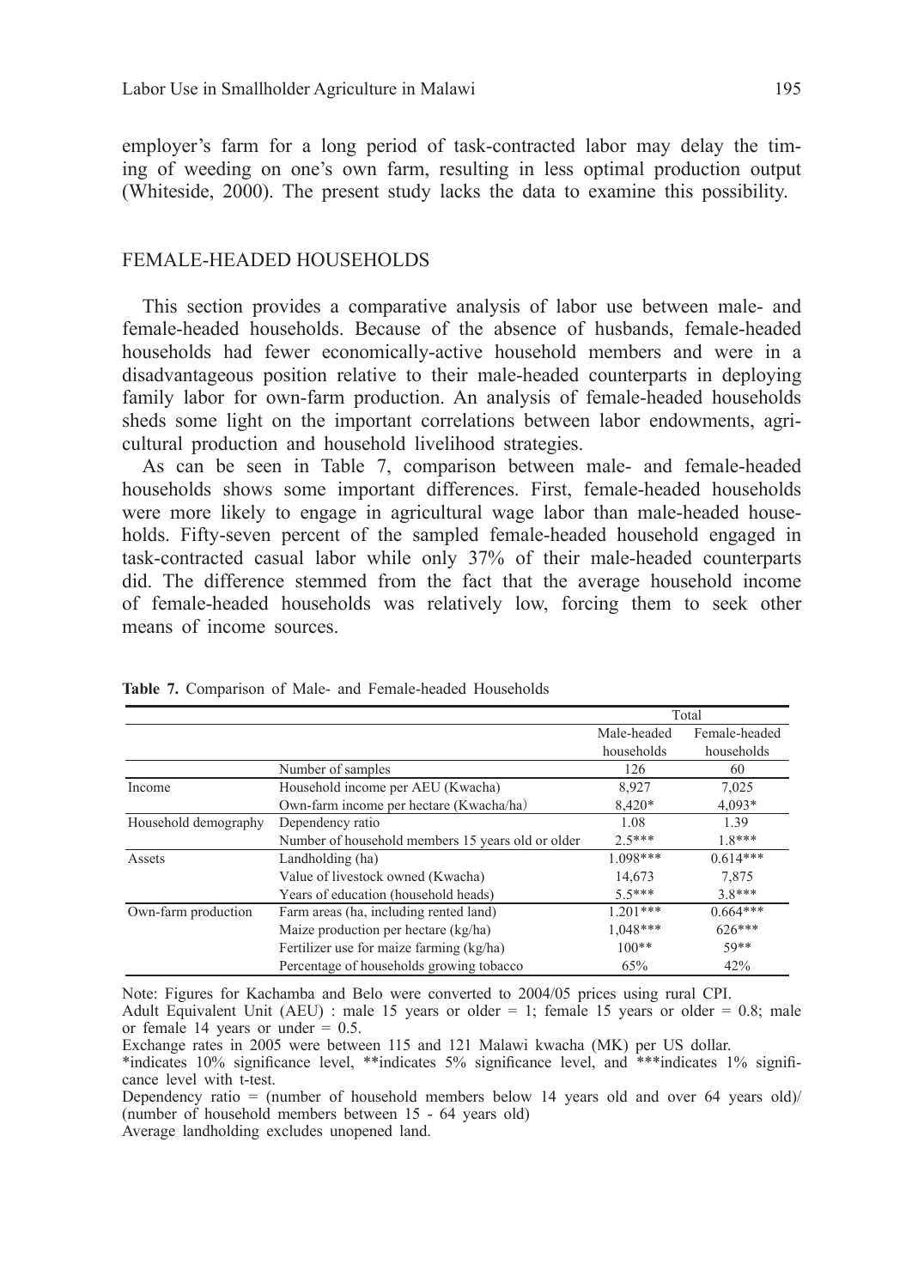employer's farm for a long period of task-contracted labor may delay the timing of weeding on one's own farm, resulting in less optimal production output (Whiteside, 2000). The present study lacks the data to examine this possibility.

## FEMALE-HEADED HOUSEHOLDS

This section provides a comparative analysis of labor use between male- and female-headed households. Because of the absence of husbands, female-headed households had fewer economically-active household members and were in a disadvantageous position relative to their male-headed counterparts in deploying family labor for own-farm production. An analysis of female-headed households sheds some light on the important correlations between labor endowments, agricultural production and household livelihood strategies.

As can be seen in Table 7, comparison between male- and female-headed households shows some important differences. First, female-headed households were more likely to engage in agricultural wage labor than male-headed households. Fifty-seven percent of the sampled female-headed household engaged in task-contracted casual labor while only 37% of their male-headed counterparts did. The difference stemmed from the fact that the average household income of female-headed households was relatively low, forcing them to seek other means of income sources.

**Table 7.** Comparison of Male- and Female-headed Households

| | | Total | |
|---|---|---|---|
| | | Male-headed households | Female-headed households |
| | Number of samples | 126 | 60 |
| Income | Household income per AEU (Kwacha) | 8,927 | 7,025 |
| | Own-farm income per hectare (Kwacha/ha) | 8,420* | 4,093* |
| Household demography | Dependency ratio | 1.08 | 1.39 |
| | Number of household members 15 years old or older | 2.5*** | 1.8*** |
| Assets | Landholding (ha) | 1.098*** | 0.614*** |
| | Value of livestock owned (Kwacha) | 14,673 | 7,875 |
| | Years of education (household heads) | 5.5*** | 3.8*** |
| Own-farm production | Farm areas (ha, including rented land) | 1.201*** | 0.664*** |
| | Maize production per hectare (kg/ha) | 1,048*** | 626*** |
| | Fertilizer use for maize farming (kg/ha) | 100** | 59** |
| | Percentage of households growing tobacco | 65% | 42% |

Note: Figures for Kachamba and Belo were converted to 2004/05 prices using rural CPI.
Adult Equivalent Unit (AEU) : male 15 years or older = 1; female 15 years or older = 0.8; male or female 14 years or under = 0.5.
Exchange rates in 2005 were between 115 and 121 Malawi kwacha (MK) per US dollar.
*indicates 10% significance level, **indicates 5% significance level, and ***indicates 1% significance level with t-test.
Dependency ratio = (number of household members below 14 years old and over 64 years old)/ (number of household members between 15 - 64 years old)
Average landholding excludes unopened land.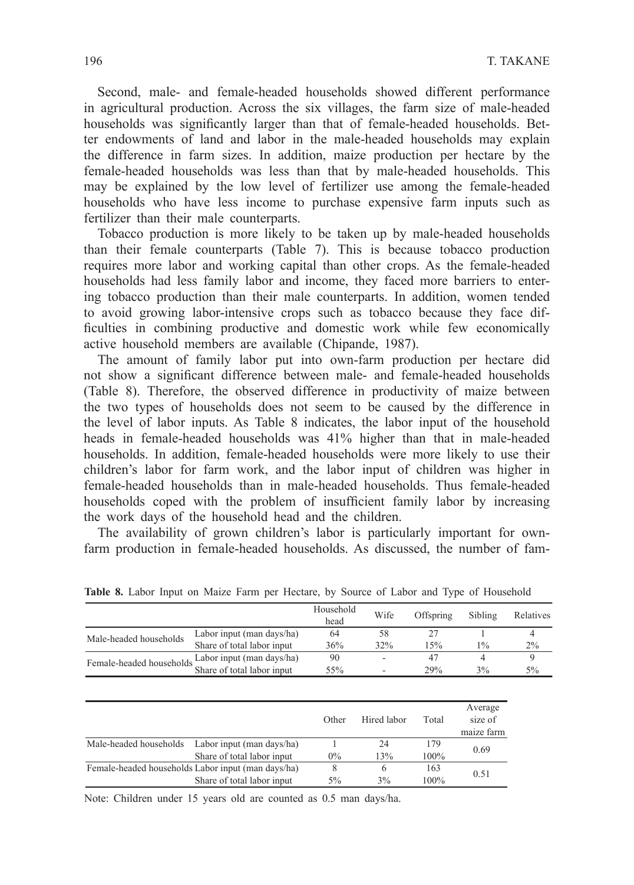Second, male- and female-headed households showed different performance in agricultural production. Across the six villages, the farm size of male-headed households was significantly larger than that of female-headed households. Better endowments of land and labor in the male-headed households may explain the difference in farm sizes. In addition, maize production per hectare by the female-headed households was less than that by male-headed households. This may be explained by the low level of fertilizer use among the female-headed households who have less income to purchase expensive farm inputs such as fertilizer than their male counterparts.

Tobacco production is more likely to be taken up by male-headed households than their female counterparts (Table 7). This is because tobacco production requires more labor and working capital than other crops. As the female-headed households had less family labor and income, they faced more barriers to entering tobacco production than their male counterparts. In addition, women tended to avoid growing labor-intensive crops such as tobacco because they face difficulties in combining productive and domestic work while few economically active household members are available (Chipande, 1987).

The amount of family labor put into own-farm production per hectare did not show a significant difference between male- and female-headed households (Table 8). Therefore, the observed difference in productivity of maize between the two types of households does not seem to be caused by the difference in the level of labor inputs. As Table 8 indicates, the labor input of the household heads in female-headed households was 41% higher than that in male-headed households. In addition, female-headed households were more likely to use their children's labor for farm work, and the labor input of children was higher in female-headed households than in male-headed households. Thus female-headed households coped with the problem of insufficient family labor by increasing the work days of the household head and the children.

The availability of grown children's labor is particularly important for own-farm production in female-headed households. As discussed, the number of fam-

**Table 8.** Labor Input on Maize Farm per Hectare, by Source of Labor and Type of Household

| | | Household head | Wife | Offspring | Sibling | Relatives | Other | Hired labor | Total | Average size of maize farm |
|---|---|---|---|---|---|---|---|---|---|---|
| Male-headed households | Labor input (man days/ha) | 64 | 58 | 27 | 1 | 4 | 1 | 24 | 179 | 0.69 |
| | Share of total labor input | 36% | 32% | 15% | 1% | 2% | 0% | 13% | 100% | |
| Female-headed households | Labor input (man days/ha) | 90 | - | 47 | 4 | 9 | 8 | 6 | 163 | 0.51 |
| | Share of total labor input | 55% | - | 29% | 3% | 5% | 5% | 3% | 100% | |

Note: Children under 15 years old are counted as 0.5 man days/ha.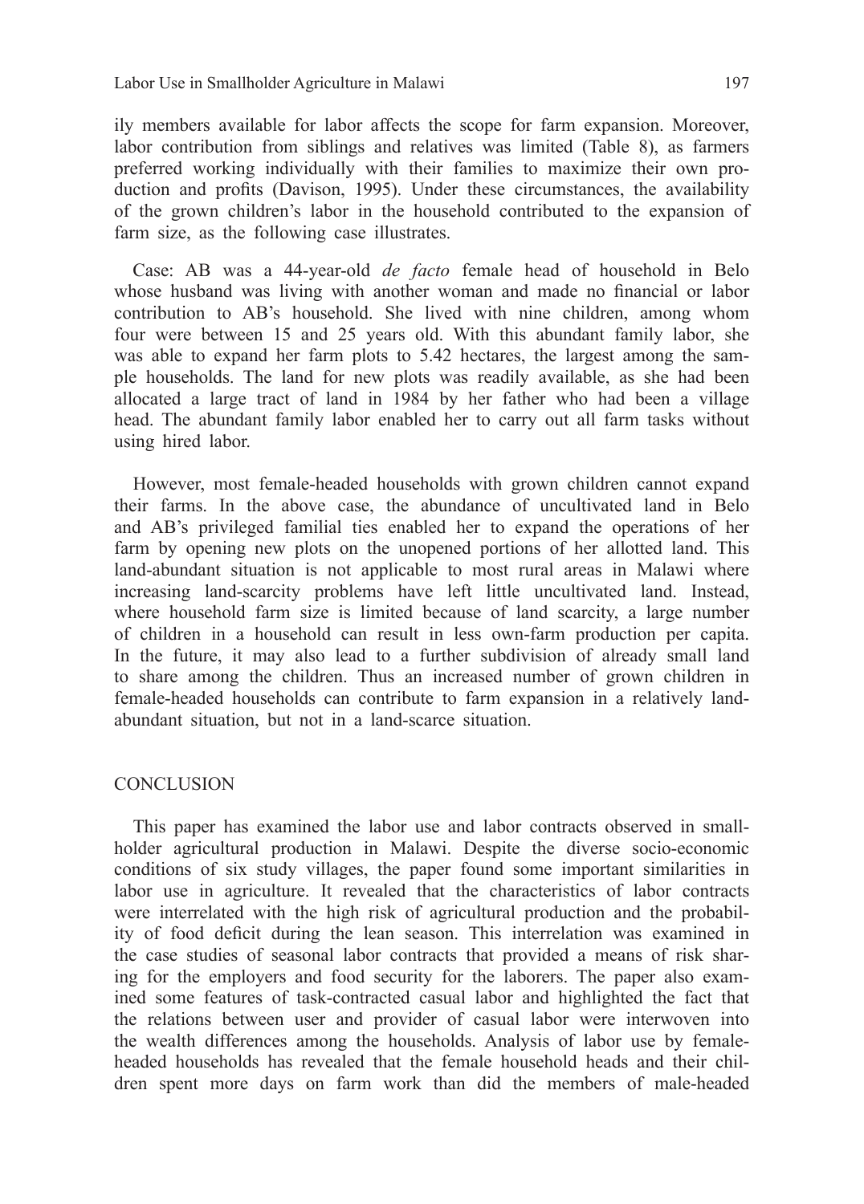ily members available for labor affects the scope for farm expansion. Moreover, labor contribution from siblings and relatives was limited (Table 8), as farmers preferred working individually with their families to maximize their own production and profits (Davison, 1995). Under these circumstances, the availability of the grown children's labor in the household contributed to the expansion of farm size, as the following case illustrates.

Case: AB was a 44-year-old *de facto* female head of household in Belo whose husband was living with another woman and made no financial or labor contribution to AB's household. She lived with nine children, among whom four were between 15 and 25 years old. With this abundant family labor, she was able to expand her farm plots to 5.42 hectares, the largest among the sample households. The land for new plots was readily available, as she had been allocated a large tract of land in 1984 by her father who had been a village head. The abundant family labor enabled her to carry out all farm tasks without using hired labor.

However, most female-headed households with grown children cannot expand their farms. In the above case, the abundance of uncultivated land in Belo and AB's privileged familial ties enabled her to expand the operations of her farm by opening new plots on the unopened portions of her allotted land. This land-abundant situation is not applicable to most rural areas in Malawi where increasing land-scarcity problems have left little uncultivated land. Instead, where household farm size is limited because of land scarcity, a large number of children in a household can result in less own-farm production per capita. In the future, it may also lead to a further subdivision of already small land to share among the children. Thus an increased number of grown children in female-headed households can contribute to farm expansion in a relatively land-abundant situation, but not in a land-scarce situation.

## CONCLUSION

This paper has examined the labor use and labor contracts observed in smallholder agricultural production in Malawi. Despite the diverse socio-economic conditions of six study villages, the paper found some important similarities in labor use in agriculture. It revealed that the characteristics of labor contracts were interrelated with the high risk of agricultural production and the probability of food deficit during the lean season. This interrelation was examined in the case studies of seasonal labor contracts that provided a means of risk sharing for the employers and food security for the laborers. The paper also examined some features of task-contracted casual labor and highlighted the fact that the relations between user and provider of casual labor were interwoven into the wealth differences among the households. Analysis of labor use by female-headed households has revealed that the female household heads and their children spent more days on farm work than did the members of male-headed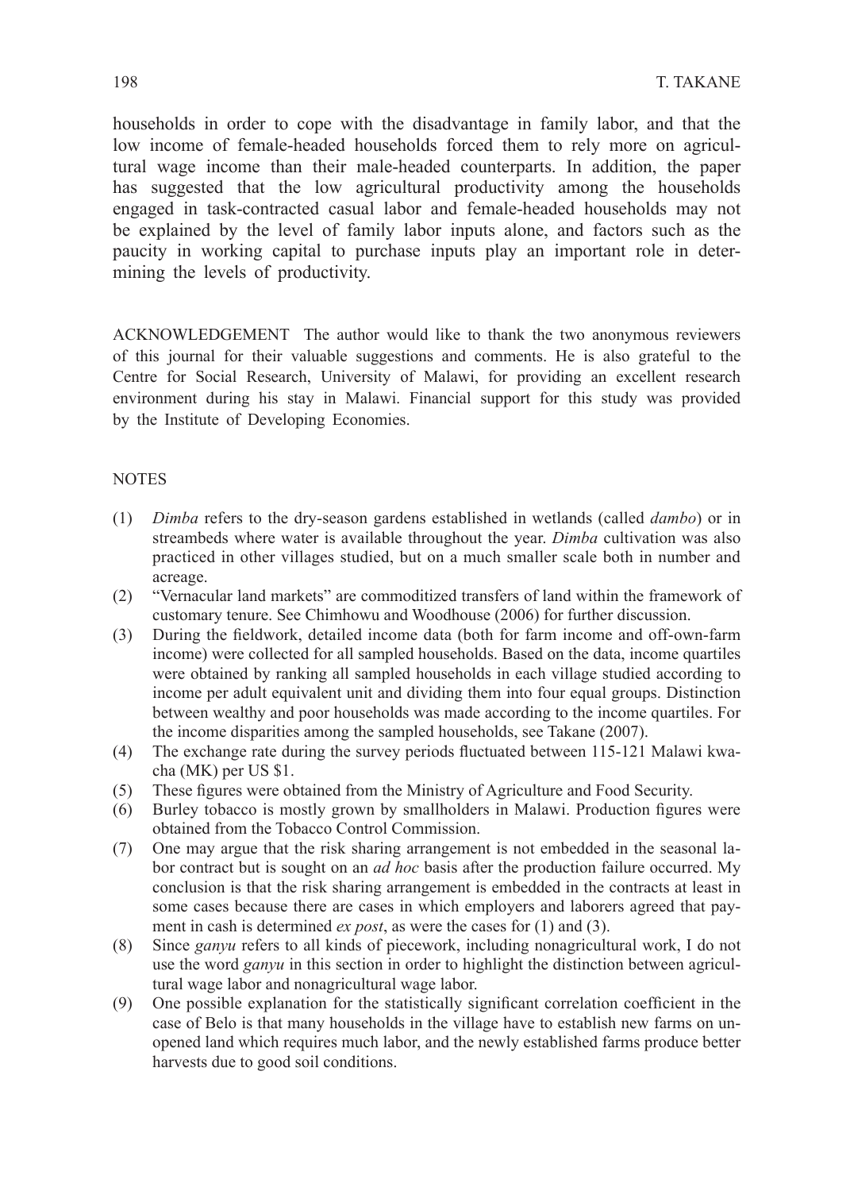households in order to cope with the disadvantage in family labor, and that the low income of female-headed households forced them to rely more on agricultural wage income than their male-headed counterparts. In addition, the paper has suggested that the low agricultural productivity among the households engaged in task-contracted casual labor and female-headed households may not be explained by the level of family labor inputs alone, and factors such as the paucity in working capital to purchase inputs play an important role in determining the levels of productivity.

ACKNOWLEDGEMENT The author would like to thank the two anonymous reviewers of this journal for their valuable suggestions and comments. He is also grateful to the Centre for Social Research, University of Malawi, for providing an excellent research environment during his stay in Malawi. Financial support for this study was provided by the Institute of Developing Economies.

## NOTES

(1) *Dimba* refers to the dry-season gardens established in wetlands (called *dambo*) or in streambeds where water is available throughout the year. *Dimba* cultivation was also practiced in other villages studied, but on a much smaller scale both in number and acreage.

(2) "Vernacular land markets" are commoditized transfers of land within the framework of customary tenure. See Chimhowu and Woodhouse (2006) for further discussion.

(3) During the fieldwork, detailed income data (both for farm income and off-own-farm income) were collected for all sampled households. Based on the data, income quartiles were obtained by ranking all sampled households in each village studied according to income per adult equivalent unit and dividing them into four equal groups. Distinction between wealthy and poor households was made according to the income quartiles. For the income disparities among the sampled households, see Takane (2007).

(4) The exchange rate during the survey periods fluctuated between 115-121 Malawi kwacha (MK) per US $1.

(5) These figures were obtained from the Ministry of Agriculture and Food Security.

(6) Burley tobacco is mostly grown by smallholders in Malawi. Production figures were obtained from the Tobacco Control Commission.

(7) One may argue that the risk sharing arrangement is not embedded in the seasonal labor contract but is sought on an *ad hoc* basis after the production failure occurred. My conclusion is that the risk sharing arrangement is embedded in the contracts at least in some cases because there are cases in which employers and laborers agreed that payment in cash is determined *ex post*, as were the cases for (1) and (3).

(8) Since *ganyu* refers to all kinds of piecework, including nonagricultural work, I do not use the word *ganyu* in this section in order to highlight the distinction between agricultural wage labor and nonagricultural wage labor.

(9) One possible explanation for the statistically significant correlation coefficient in the case of Belo is that many households in the village have to establish new farms on unopened land which requires much labor, and the newly established farms produce better harvests due to good soil conditions.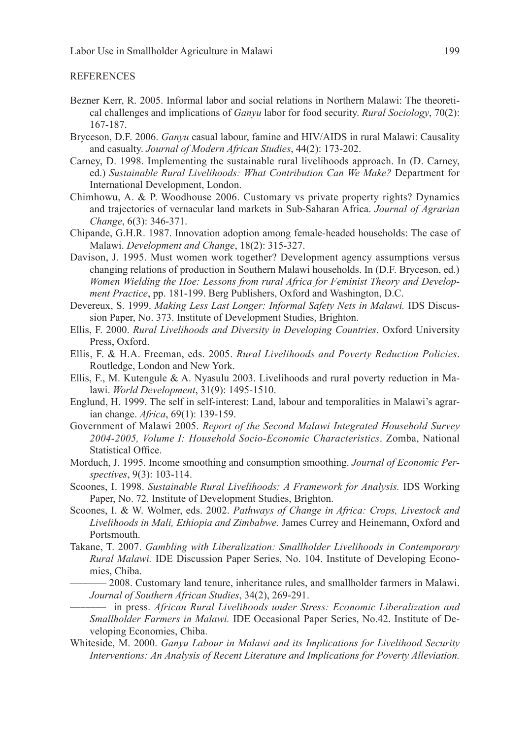## REFERENCES

Bezner Kerr, R. 2005. Informal labor and social relations in Northern Malawi: The theoretical challenges and implications of *Ganyu* labor for food security. *Rural Sociology*, 70(2): 167-187.

Bryceson, D.F. 2006. *Ganyu* casual labour, famine and HIV/AIDS in rural Malawi: Causality and casualty. *Journal of Modern African Studies*, 44(2): 173-202.

Carney, D. 1998. Implementing the sustainable rural livelihoods approach. In (D. Carney, ed.) *Sustainable Rural Livelihoods: What Contribution Can We Make?* Department for International Development, London.

Chimhowu, A. & P. Woodhouse 2006. Customary vs private property rights? Dynamics and trajectories of vernacular land markets in Sub-Saharan Africa. *Journal of Agrarian Change*, 6(3): 346-371.

Chipande, G.H.R. 1987. Innovation adoption among female-headed households: The case of Malawi. *Development and Change*, 18(2): 315-327.

Davison, J. 1995. Must women work together? Development agency assumptions versus changing relations of production in Southern Malawi households. In (D.F. Bryceson, ed.) *Women Wielding the Hoe: Lessons from rural Africa for Feminist Theory and Development Practice*, pp. 181-199. Berg Publishers, Oxford and Washington, D.C.

Devereux, S. 1999. *Making Less Last Longer: Informal Safety Nets in Malawi.* IDS Discussion Paper, No. 373. Institute of Development Studies, Brighton.

Ellis, F. 2000. *Rural Livelihoods and Diversity in Developing Countries*. Oxford University Press, Oxford.

Ellis, F. & H.A. Freeman, eds. 2005. *Rural Livelihoods and Poverty Reduction Policies*. Routledge, London and New York.

Ellis, F., M. Kutengule & A. Nyasulu 2003. Livelihoods and rural poverty reduction in Malawi. *World Development*, 31(9): 1495-1510.

Englund, H. 1999. The self in self-interest: Land, labour and temporalities in Malawi's agrarian change. *Africa*, 69(1): 139-159.

Government of Malawi 2005. *Report of the Second Malawi Integrated Household Survey 2004-2005, Volume I: Household Socio-Economic Characteristics*. Zomba, National Statistical Office.

Morduch, J. 1995. Income smoothing and consumption smoothing. *Journal of Economic Perspectives*, 9(3): 103-114.

Scoones, I. 1998. *Sustainable Rural Livelihoods: A Framework for Analysis.* IDS Working Paper, No. 72. Institute of Development Studies, Brighton.

Scoones, I. & W. Wolmer, eds. 2002. *Pathways of Change in Africa: Crops, Livestock and Livelihoods in Mali, Ethiopia and Zimbabwe.* James Currey and Heinemann, Oxford and Portsmouth.

Takane, T. 2007. *Gambling with Liberalization: Smallholder Livelihoods in Contemporary Rural Malawi.* IDE Discussion Paper Series, No. 104. Institute of Developing Economies, Chiba.

——— 2008. Customary land tenure, inheritance rules, and smallholder farmers in Malawi. *Journal of Southern African Studies*, 34(2), 269-291.

——— in press. *African Rural Livelihoods under Stress: Economic Liberalization and Smallholder Farmers in Malawi.* IDE Occasional Paper Series, No.42. Institute of Developing Economies, Chiba.

Whiteside, M. 2000. *Ganyu Labour in Malawi and its Implications for Livelihood Security Interventions: An Analysis of Recent Literature and Implications for Poverty Alleviation.*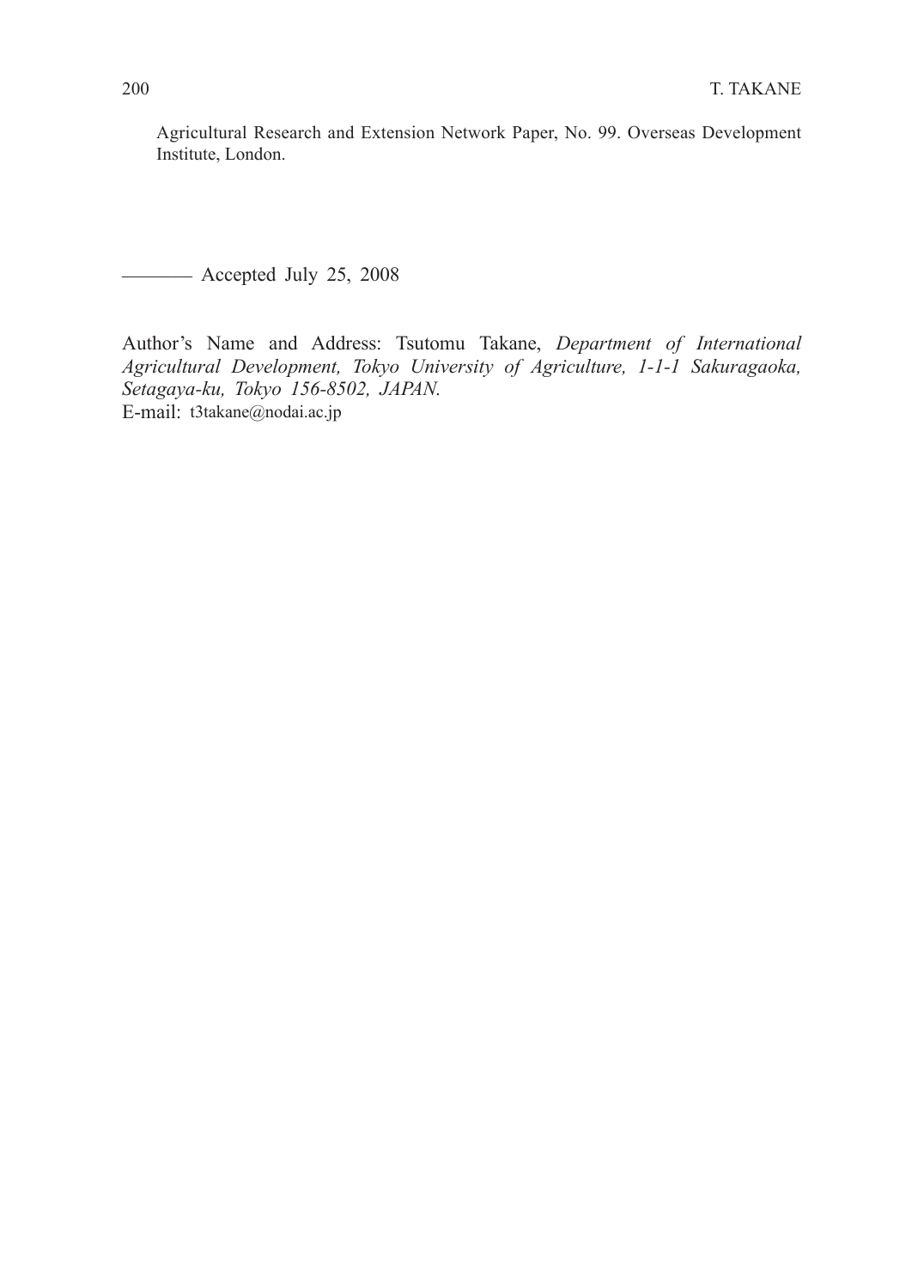Agricultural Research and Extension Network Paper, No. 99. Overseas Development Institute, London.

——— Accepted July 25, 2008

Author's Name and Address: Tsutomu Takane, *Department of International Agricultural Development, Tokyo University of Agriculture, 1-1-1 Sakuragaoka, Setagaya-ku, Tokyo 156-8502, JAPAN.*
E-mail: t3takane@nodai.ac.jp